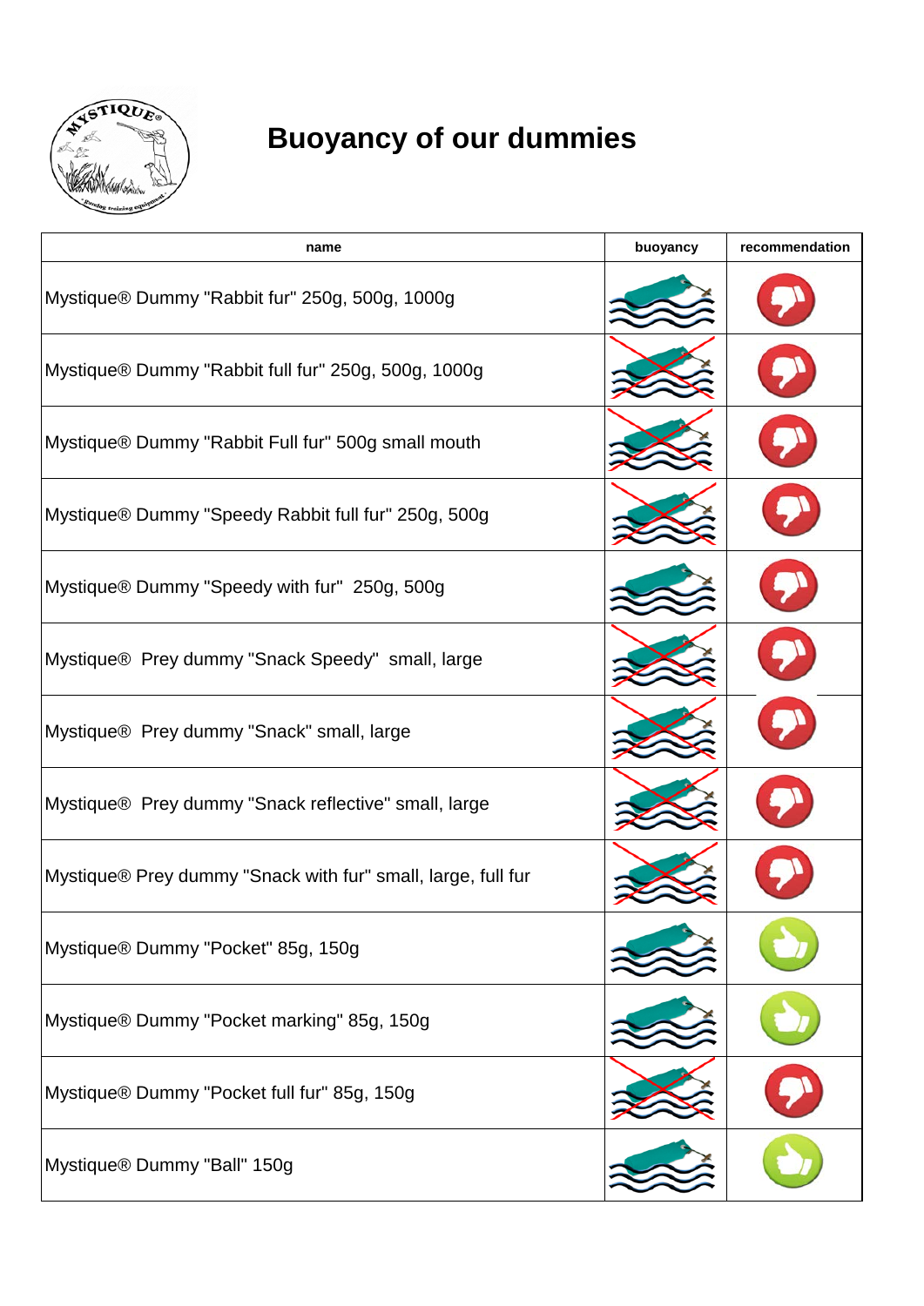# Buoyancy of our dummies

| name | buoyancy | recommendation |
|---|---|---|
| Mystique® Dummy "Rabbit fur" 250g, 500g, 1000g | | |
| Mystique® Dummy "Rabbit full fur" 250g, 500g, 1000g | | |
| Mystique® Dummy "Rabbit Full fur" 500g small mouth | | |
| Mystique® Dummy "Speedy Rabbit full fur" 250g, 500g | | |
| Mystique® Dummy "Speedy with fur" 250g, 500g | | |
| Mystique® Prey dummy "Snack Speedy" small, large | | |
| Mystique® Prey dummy "Snack" small, large | | |
| Mystique® Prey dummy "Snack reflective" small, large | | |
| Mystique® Prey dummy "Snack with fur" small, large, full fur | | |
| Mystique® Dummy "Pocket" 85g, 150g | | |
| Mystique® Dummy "Pocket marking" 85g, 150g | | |
| Mystique® Dummy "Pocket full fur" 85g, 150g | | |
| Mystique® Dummy "Ball" 150g | | |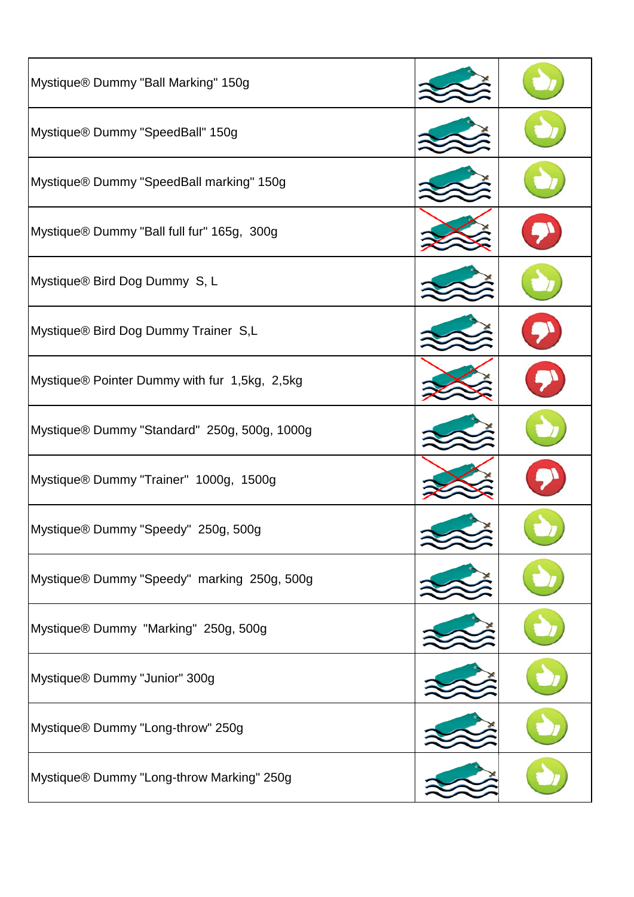| | | |
|---|---|---|
| Mystique® Dummy "Ball Marking" 150g | | |
| Mystique® Dummy "SpeedBall" 150g | | |
| Mystique® Dummy "SpeedBall marking" 150g | | |
| Mystique® Dummy "Ball full fur" 165g, 300g | | |
| Mystique® Bird Dog Dummy S, L | | |
| Mystique® Bird Dog Dummy Trainer S,L | | |
| Mystique® Pointer Dummy with fur 1,5kg, 2,5kg | | |
| Mystique® Dummy "Standard" 250g, 500g, 1000g | | |
| Mystique® Dummy "Trainer" 1000g, 1500g | | |
| Mystique® Dummy "Speedy" 250g, 500g | | |
| Mystique® Dummy "Speedy" marking 250g, 500g | | |
| Mystique® Dummy "Marking" 250g, 500g | | |
| Mystique® Dummy "Junior" 300g | | |
| Mystique® Dummy "Long-throw" 250g | | |
| Mystique® Dummy "Long-throw Marking" 250g | | |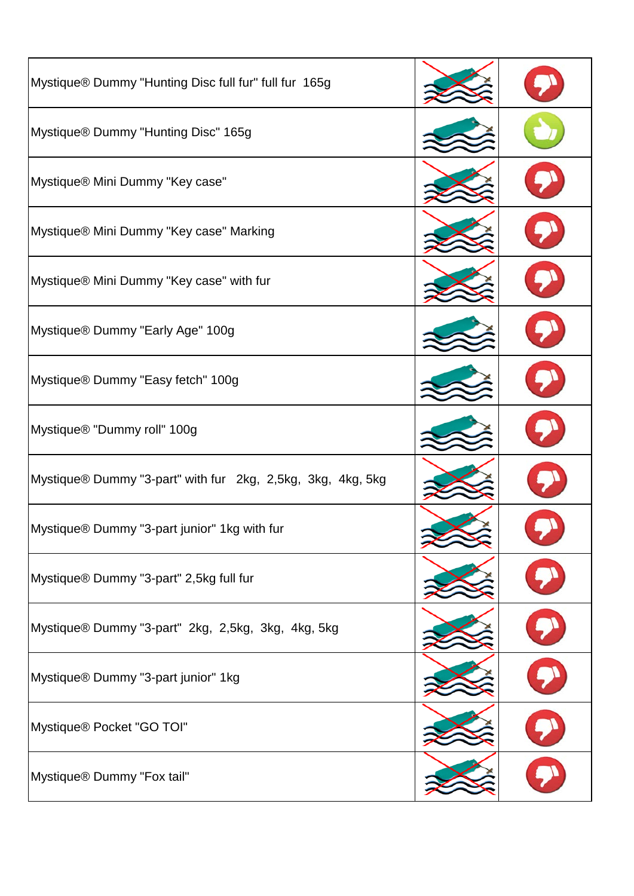| | | |
|---|---|---|
| Mystique® Dummy "Hunting Disc full fur" full fur 165g | | |
| Mystique® Dummy "Hunting Disc" 165g | | |
| Mystique® Mini Dummy "Key case" | | |
| Mystique® Mini Dummy "Key case" Marking | | |
| Mystique® Mini Dummy "Key case" with fur | | |
| Mystique® Dummy "Early Age" 100g | | |
| Mystique® Dummy "Easy fetch" 100g | | |
| Mystique® "Dummy roll" 100g | | |
| Mystique® Dummy "3-part" with fur 2kg, 2,5kg, 3kg, 4kg, 5kg | | |
| Mystique® Dummy "3-part junior" 1kg with fur | | |
| Mystique® Dummy "3-part" 2,5kg full fur | | |
| Mystique® Dummy "3-part" 2kg, 2,5kg, 3kg, 4kg, 5kg | | |
| Mystique® Dummy "3-part junior" 1kg | | |
| Mystique® Pocket "GO TOI" | | |
| Mystique® Dummy "Fox tail" | | |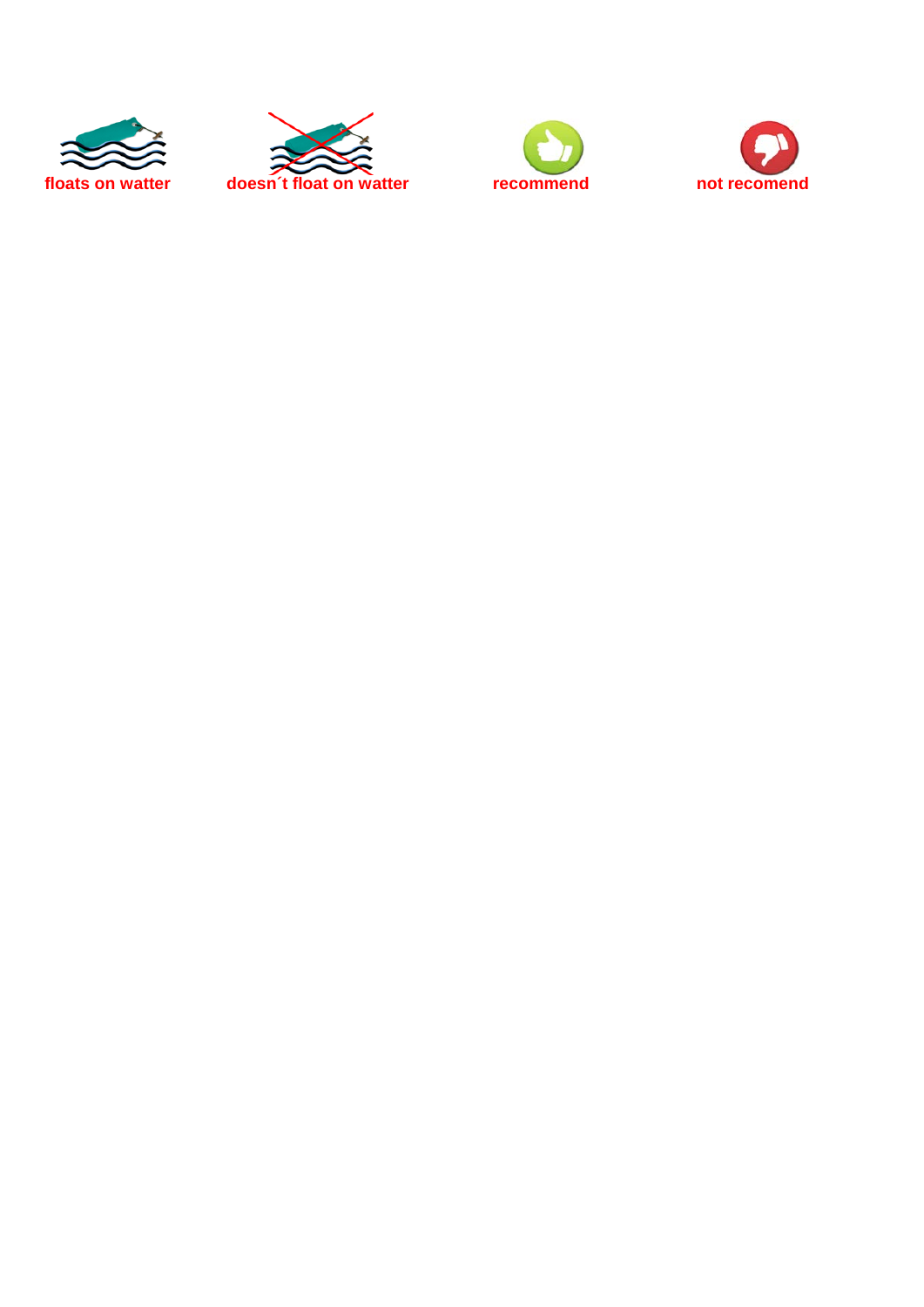floats on watter

doesn´t float on watter

recommend

not recomend